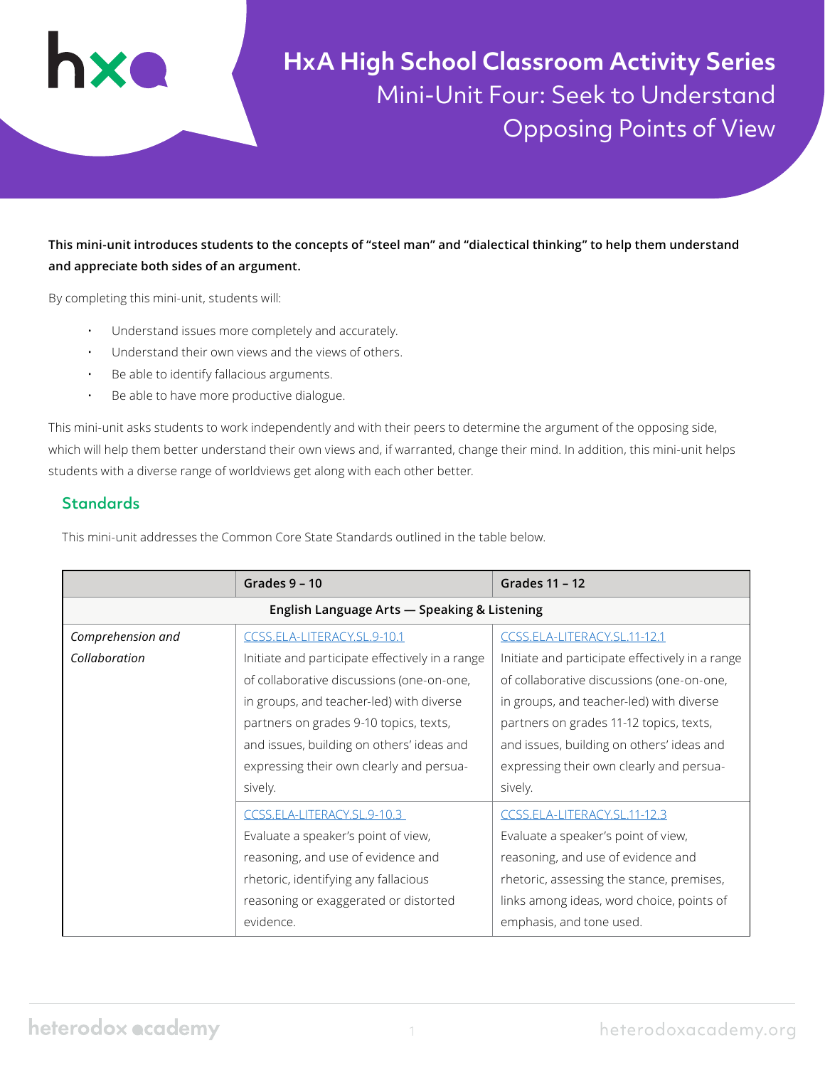# HxA High School Classroom Activity Series

## Mini-Unit Four: Seek to Understand Opposing Points of View

**This mini-unit introduces students to the concepts of "steel man" and "dialectical thinking" to help them understand and appreciate both sides of an argument.**

By completing this mini-unit, students will:

- Understand issues more completely and accurately.
- Understand their own views and the views of others.
- Be able to identify fallacious arguments.
- Be able to have more productive dialogue.

This mini-unit asks students to work independently and with their peers to determine the argument of the opposing side, which will help them better understand their own views and, if warranted, change their mind. In addition, this mini-unit helps students with a diverse range of worldviews get along with each other better.

## Standards

This mini-unit addresses the Common Core State Standards outlined in the table below.

| | Grades 9 – 10 | Grades 11 – 12 |
|---|---|---|
| **English Language Arts — Speaking & Listening** | | |
| *Comprehension and Collaboration* | CCSS.ELA-LITERACY.SL.9-10.1 Initiate and participate effectively in a range of collaborative discussions (one-on-one, in groups, and teacher-led) with diverse partners on grades 9-10 topics, texts, and issues, building on others' ideas and expressing their own clearly and persuasively. | CCSS.ELA-LITERACY.SL.11-12.1 Initiate and participate effectively in a range of collaborative discussions (one-on-one, in groups, and teacher-led) with diverse partners on grades 11-12 topics, texts, and issues, building on others' ideas and expressing their own clearly and persuasively. |
| | CCSS.ELA-LITERACY.SL.9-10.3 Evaluate a speaker's point of view, reasoning, and use of evidence and rhetoric, identifying any fallacious reasoning or exaggerated or distorted evidence. | CCSS.ELA-LITERACY.SL.11-12.3 Evaluate a speaker's point of view, reasoning, and use of evidence and rhetoric, assessing the stance, premises, links among ideas, word choice, points of emphasis, and tone used. |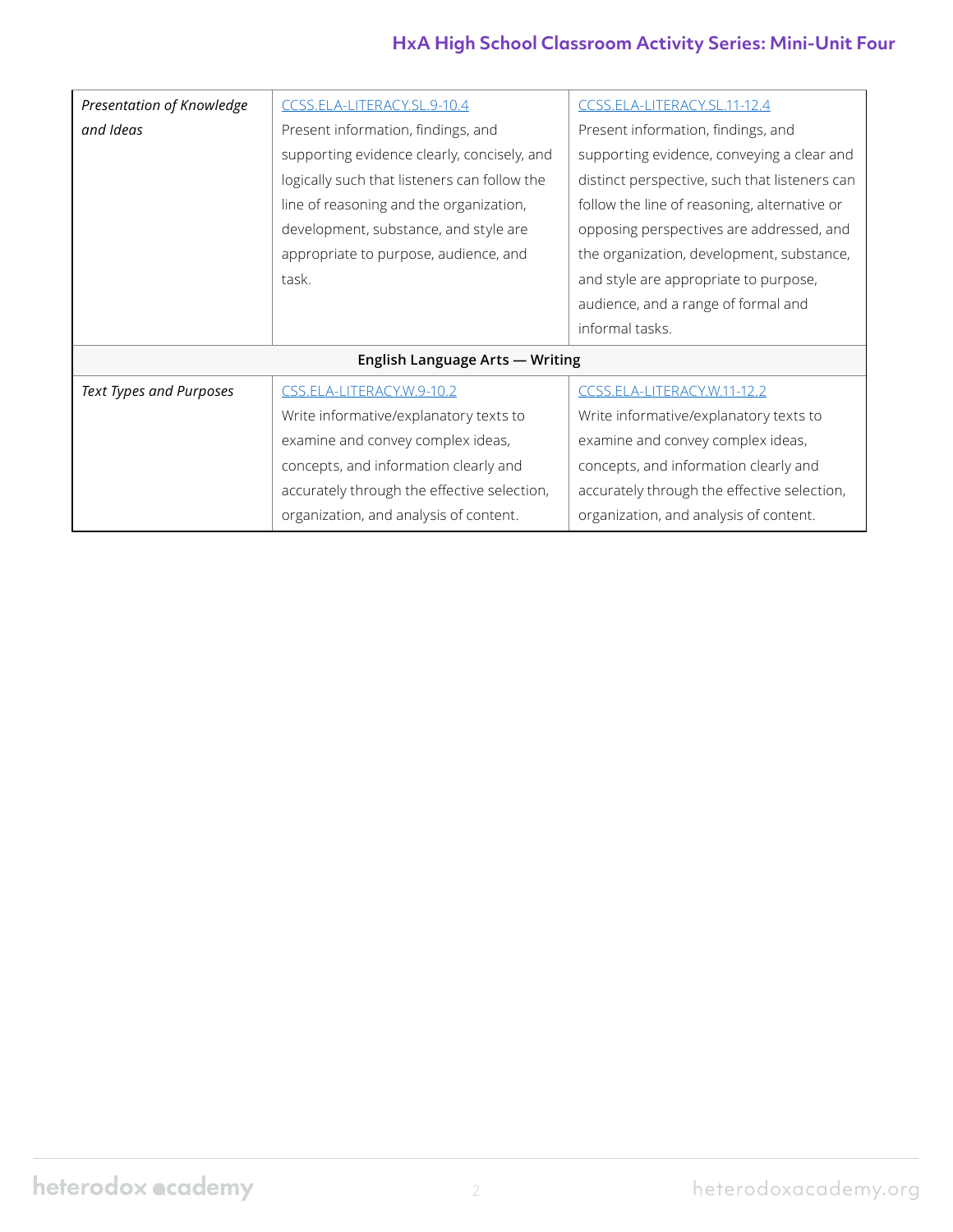| | | |
|---|---|---|
| *Presentation of Knowledge and Ideas* | CCSS.ELA-LITERACY.SL.9-10.4<br>Present information, findings, and supporting evidence clearly, concisely, and logically such that listeners can follow the line of reasoning and the organization, development, substance, and style are appropriate to purpose, audience, and task. | CCSS.ELA-LITERACY.SL.11-12.4<br>Present information, findings, and supporting evidence, conveying a clear and distinct perspective, such that listeners can follow the line of reasoning, alternative or opposing perspectives are addressed, and the organization, development, substance, and style are appropriate to purpose, audience, and a range of formal and informal tasks. |
| **English Language Arts — Writing** | | |
| *Text Types and Purposes* | CSS.ELA-LITERACY.W.9-10.2<br>Write informative/explanatory texts to examine and convey complex ideas, concepts, and information clearly and accurately through the effective selection, organization, and analysis of content. | CCSS.ELA-LITERACY.W.11-12.2<br>Write informative/explanatory texts to examine and convey complex ideas, concepts, and information clearly and accurately through the effective selection, organization, and analysis of content. |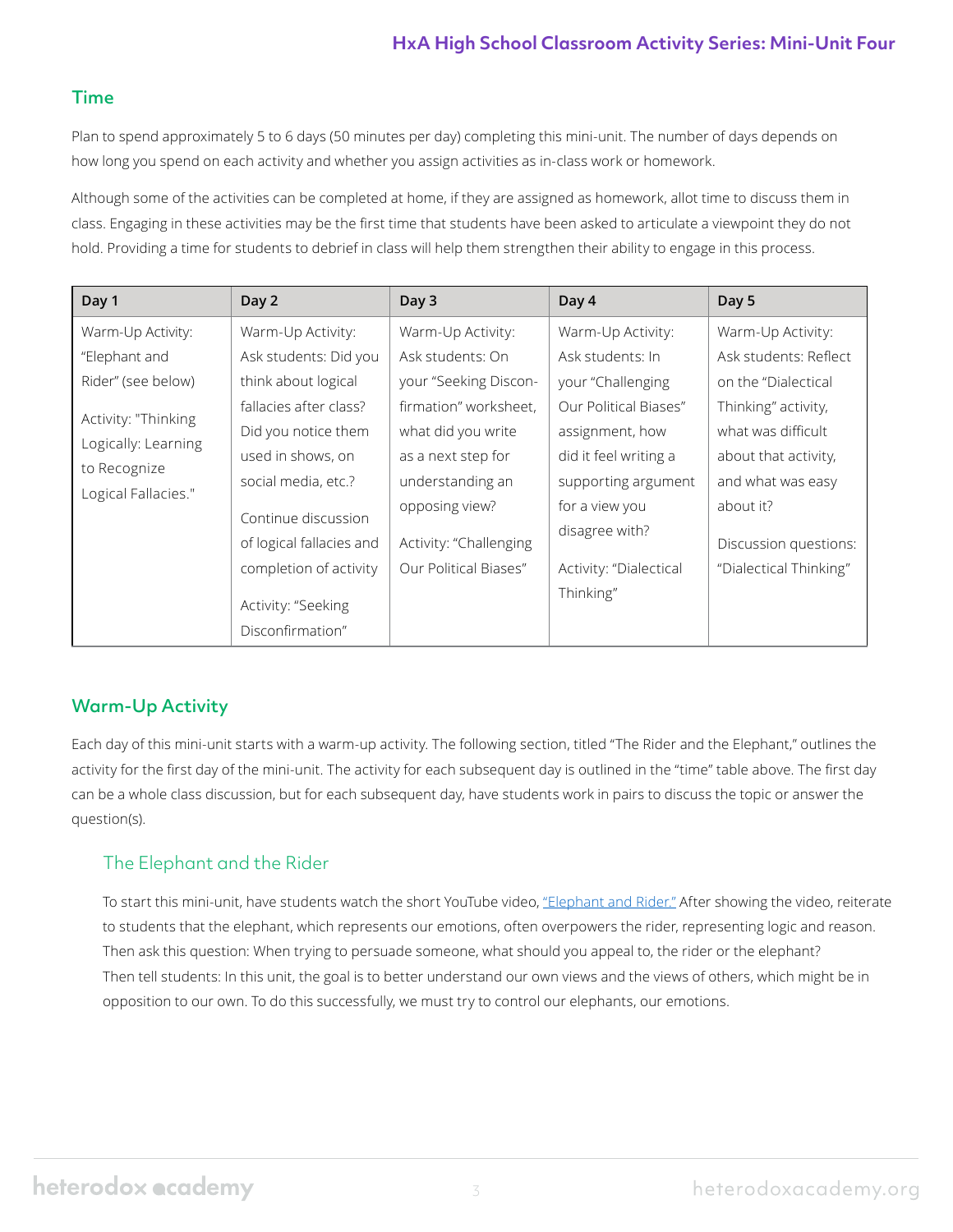## Time

Plan to spend approximately 5 to 6 days (50 minutes per day) completing this mini-unit. The number of days depends on how long you spend on each activity and whether you assign activities as in-class work or homework.

Although some of the activities can be completed at home, if they are assigned as homework, allot time to discuss them in class. Engaging in these activities may be the first time that students have been asked to articulate a viewpoint they do not hold. Providing a time for students to debrief in class will help them strengthen their ability to engage in this process.

| Day 1 | Day 2 | Day 3 | Day 4 | Day 5 |
|---|---|---|---|---|
| Warm-Up Activity: “Elephant and Rider” (see below)<br><br>Activity: "Thinking Logically: Learning to Recognize Logical Fallacies." | Warm-Up Activity: Ask students: Did you think about logical fallacies after class? Did you notice them used in shows, on social media, etc.?<br><br>Continue discussion of logical fallacies and completion of activity<br><br>Activity: “Seeking Disconfirmation” | Warm-Up Activity: Ask students: On your “Seeking Disconfirmation” worksheet, what did you write as a next step for understanding an opposing view?<br><br>Activity: “Challenging Our Political Biases” | Warm-Up Activity: Ask students: In your “Challenging Our Political Biases” assignment, how did it feel writing a supporting argument for a view you disagree with?<br><br>Activity: “Dialectical Thinking” | Warm-Up Activity: Ask students: Reflect on the “Dialectical Thinking” activity, what was difficult about that activity, and what was easy about it?<br><br>Discussion questions: “Dialectical Thinking” |

## Warm-Up Activity

Each day of this mini-unit starts with a warm-up activity. The following section, titled “The Rider and the Elephant,” outlines the activity for the first day of the mini-unit. The activity for each subsequent day is outlined in the “time” table above. The first day can be a whole class discussion, but for each subsequent day, have students work in pairs to discuss the topic or answer the question(s).

### The Elephant and the Rider

To start this mini-unit, have students watch the short YouTube video, “Elephant and Rider.” After showing the video, reiterate to students that the elephant, which represents our emotions, often overpowers the rider, representing logic and reason. Then ask this question: When trying to persuade someone, what should you appeal to, the rider or the elephant? Then tell students: In this unit, the goal is to better understand our own views and the views of others, which might be in opposition to our own. To do this successfully, we must try to control our elephants, our emotions.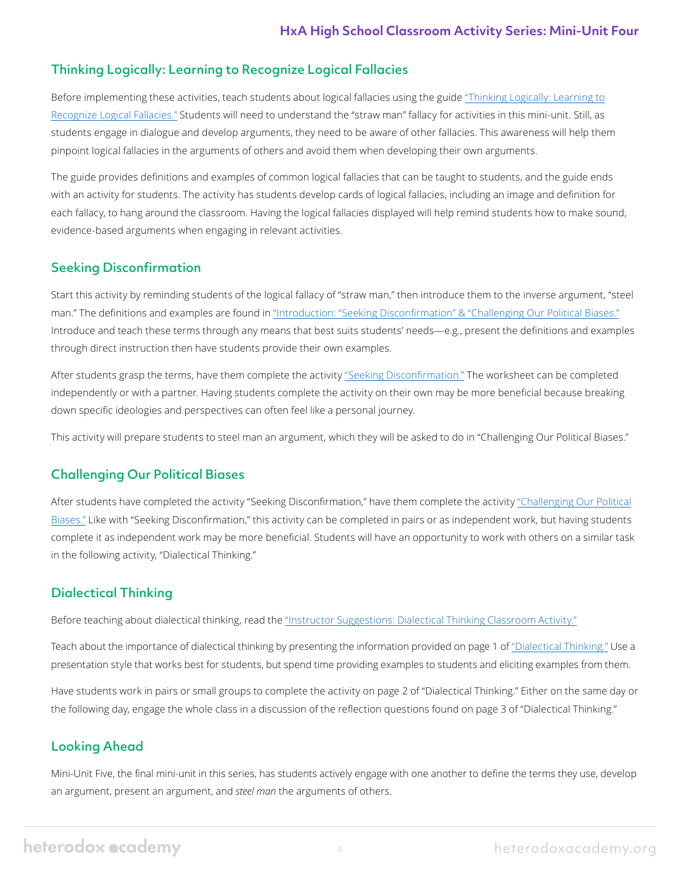## Thinking Logically: Learning to Recognize Logical Fallacies

Before implementing these activities, teach students about logical fallacies using the guide "Thinking Logically: Learning to Recognize Logical Fallacies." Students will need to understand the "straw man" fallacy for activities in this mini-unit. Still, as students engage in dialogue and develop arguments, they need to be aware of other fallacies. This awareness will help them pinpoint logical fallacies in the arguments of others and avoid them when developing their own arguments.

The guide provides definitions and examples of common logical fallacies that can be taught to students, and the guide ends with an activity for students. The activity has students develop cards of logical fallacies, including an image and definition for each fallacy, to hang around the classroom. Having the logical fallacies displayed will help remind students how to make sound, evidence-based arguments when engaging in relevant activities.

## Seeking Disconfirmation

Start this activity by reminding students of the logical fallacy of "straw man," then introduce them to the inverse argument, "steel man." The definitions and examples are found in "Introduction: "Seeking Disconfirmation" & "Challenging Our Political Biases." Introduce and teach these terms through any means that best suits students' needs—e.g., present the definitions and examples through direct instruction then have students provide their own examples.

After students grasp the terms, have them complete the activity "Seeking Disconfirmation." The worksheet can be completed independently or with a partner. Having students complete the activity on their own may be more beneficial because breaking down specific ideologies and perspectives can often feel like a personal journey.

This activity will prepare students to steel man an argument, which they will be asked to do in "Challenging Our Political Biases."

## Challenging Our Political Biases

After students have completed the activity "Seeking Disconfirmation," have them complete the activity "Challenging Our Political Biases." Like with "Seeking Disconfirmation," this activity can be completed in pairs or as independent work, but having students complete it as independent work may be more beneficial. Students will have an opportunity to work with others on a similar task in the following activity, "Dialectical Thinking."

## Dialectical Thinking

Before teaching about dialectical thinking, read the "Instructor Suggestions: Dialectical Thinking Classroom Activity."

Teach about the importance of dialectical thinking by presenting the information provided on page 1 of "Dialectical Thinking." Use a presentation style that works best for students, but spend time providing examples to students and eliciting examples from them.

Have students work in pairs or small groups to complete the activity on page 2 of "Dialectical Thinking." Either on the same day or the following day, engage the whole class in a discussion of the reflection questions found on page 3 of "Dialectical Thinking."

## Looking Ahead

Mini-Unit Five, the final mini-unit in this series, has students actively engage with one another to define the terms they use, develop an argument, present an argument, and *steel man* the arguments of others.